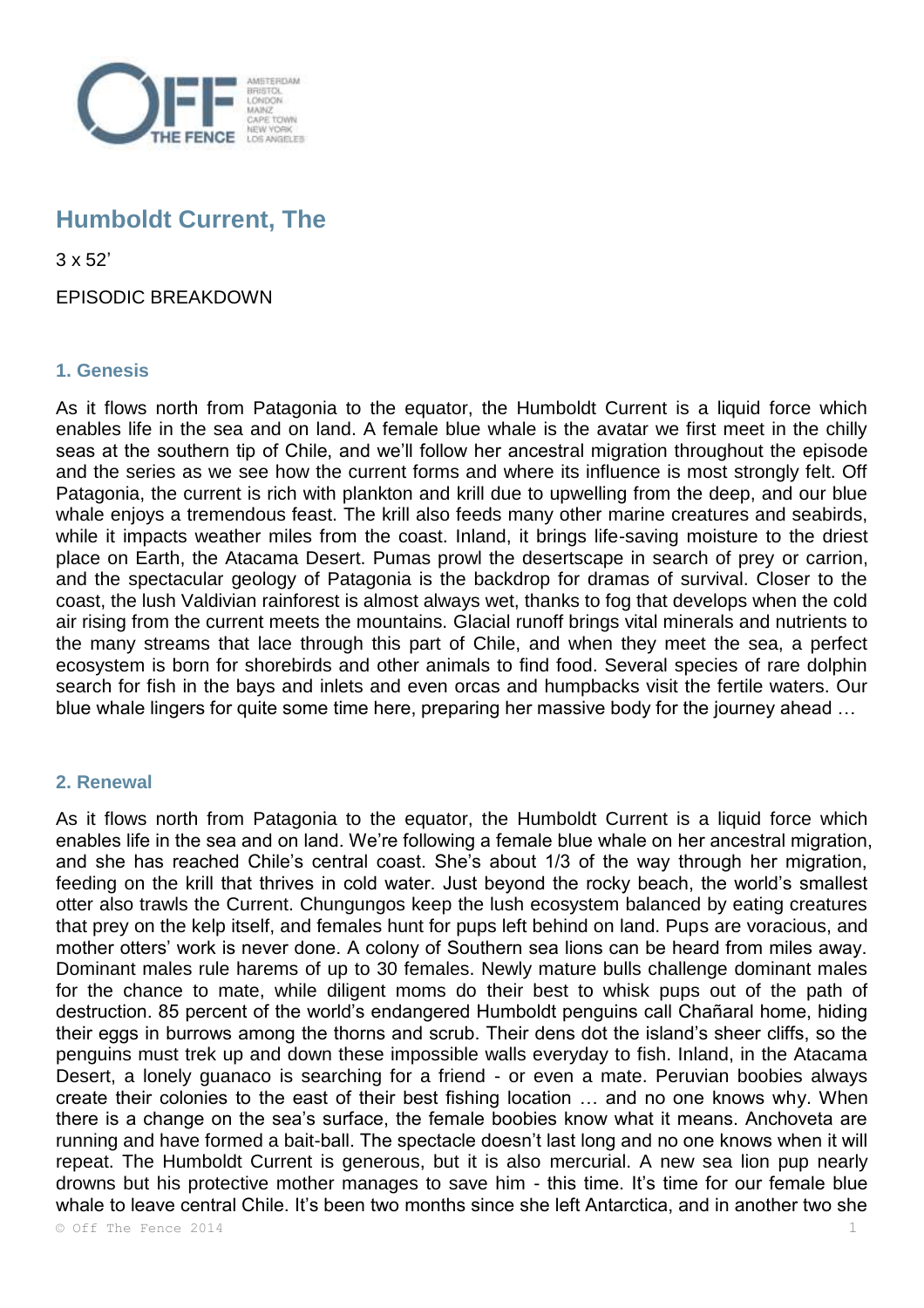# Humboldt Current, The

3 x 52'

EPISODIC BREAKDOWN

## 1. Genesis

As it flows north from Patagonia to the equator, the Humboldt Current is a liquid force which enables life in the sea and on land. A female blue whale is the avatar we first meet in the chilly seas at the southern tip of Chile, and we'll follow her ancestral migration throughout the episode and the series as we see how the current forms and where its influence is most strongly felt. Off Patagonia, the current is rich with plankton and krill due to upwelling from the deep, and our blue whale enjoys a tremendous feast. The krill also feeds many other marine creatures and seabirds, while it impacts weather miles from the coast. Inland, it brings life-saving moisture to the driest place on Earth, the Atacama Desert. Pumas prowl the desertscape in search of prey or carrion, and the spectacular geology of Patagonia is the backdrop for dramas of survival. Closer to the coast, the lush Valdivian rainforest is almost always wet, thanks to fog that develops when the cold air rising from the current meets the mountains. Glacial runoff brings vital minerals and nutrients to the many streams that lace through this part of Chile, and when they meet the sea, a perfect ecosystem is born for shorebirds and other animals to find food. Several species of rare dolphin search for fish in the bays and inlets and even orcas and humpbacks visit the fertile waters. Our blue whale lingers for quite some time here, preparing her massive body for the journey ahead …

## 2. Renewal

As it flows north from Patagonia to the equator, the Humboldt Current is a liquid force which enables life in the sea and on land. We're following a female blue whale on her ancestral migration, and she has reached Chile's central coast. She's about 1/3 of the way through her migration, feeding on the krill that thrives in cold water. Just beyond the rocky beach, the world's smallest otter also trawls the Current. Chungungos keep the lush ecosystem balanced by eating creatures that prey on the kelp itself, and females hunt for pups left behind on land. Pups are voracious, and mother otters' work is never done. A colony of Southern sea lions can be heard from miles away. Dominant males rule harems of up to 30 females. Newly mature bulls challenge dominant males for the chance to mate, while diligent moms do their best to whisk pups out of the path of destruction. 85 percent of the world's endangered Humboldt penguins call Chañaral home, hiding their eggs in burrows among the thorns and scrub. Their dens dot the island's sheer cliffs, so the penguins must trek up and down these impossible walls everyday to fish. Inland, in the Atacama Desert, a lonely guanaco is searching for a friend - or even a mate. Peruvian boobies always create their colonies to the east of their best fishing location … and no one knows why. When there is a change on the sea's surface, the female boobies know what it means. Anchoveta are running and have formed a bait-ball. The spectacle doesn't last long and no one knows when it will repeat. The Humboldt Current is generous, but it is also mercurial. A new sea lion pup nearly drowns but his protective mother manages to save him - this time. It's time for our female blue whale to leave central Chile. It's been two months since she left Antarctica, and in another two she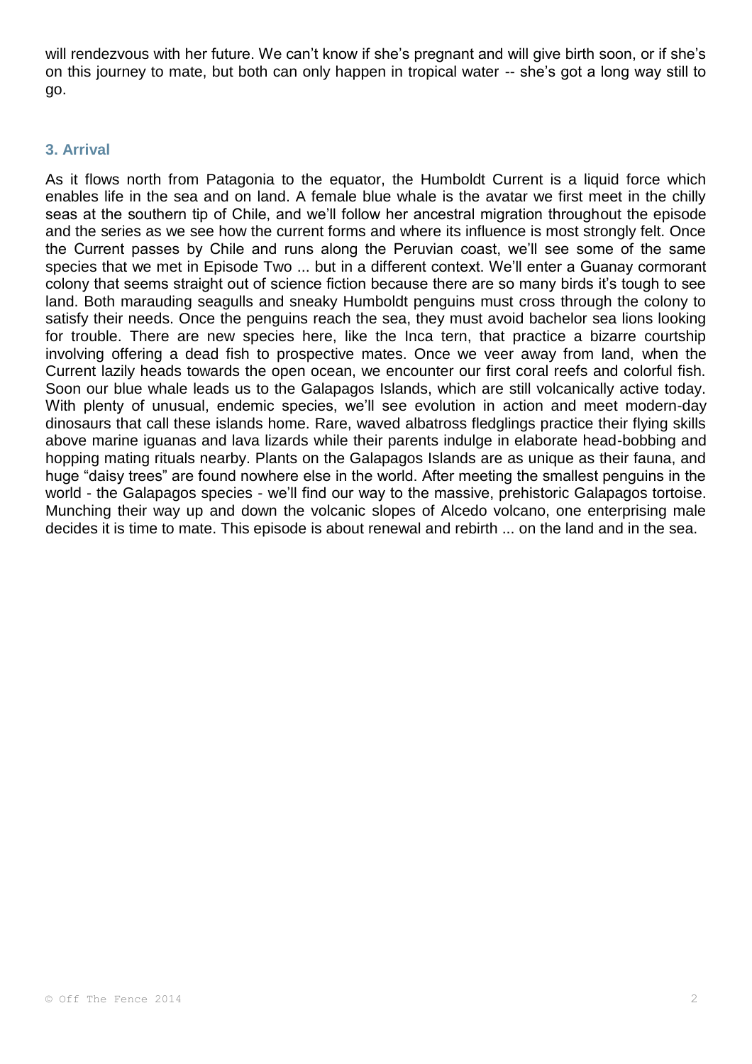will rendezvous with her future. We can't know if she's pregnant and will give birth soon, or if she's on this journey to mate, but both can only happen in tropical water -- she's got a long way still to go.

### 3. Arrival

As it flows north from Patagonia to the equator, the Humboldt Current is a liquid force which enables life in the sea and on land. A female blue whale is the avatar we first meet in the chilly seas at the southern tip of Chile, and we'll follow her ancestral migration throughout the episode and the series as we see how the current forms and where its influence is most strongly felt. Once the Current passes by Chile and runs along the Peruvian coast, we'll see some of the same species that we met in Episode Two ... but in a different context. We'll enter a Guanay cormorant colony that seems straight out of science fiction because there are so many birds it's tough to see land. Both marauding seagulls and sneaky Humboldt penguins must cross through the colony to satisfy their needs. Once the penguins reach the sea, they must avoid bachelor sea lions looking for trouble. There are new species here, like the Inca tern, that practice a bizarre courtship involving offering a dead fish to prospective mates. Once we veer away from land, when the Current lazily heads towards the open ocean, we encounter our first coral reefs and colorful fish. Soon our blue whale leads us to the Galapagos Islands, which are still volcanically active today. With plenty of unusual, endemic species, we'll see evolution in action and meet modern-day dinosaurs that call these islands home. Rare, waved albatross fledglings practice their flying skills above marine iguanas and lava lizards while their parents indulge in elaborate head-bobbing and hopping mating rituals nearby. Plants on the Galapagos Islands are as unique as their fauna, and huge "daisy trees" are found nowhere else in the world. After meeting the smallest penguins in the world - the Galapagos species - we'll find our way to the massive, prehistoric Galapagos tortoise. Munching their way up and down the volcanic slopes of Alcedo volcano, one enterprising male decides it is time to mate. This episode is about renewal and rebirth ... on the land and in the sea.

© Off The Fence 2014